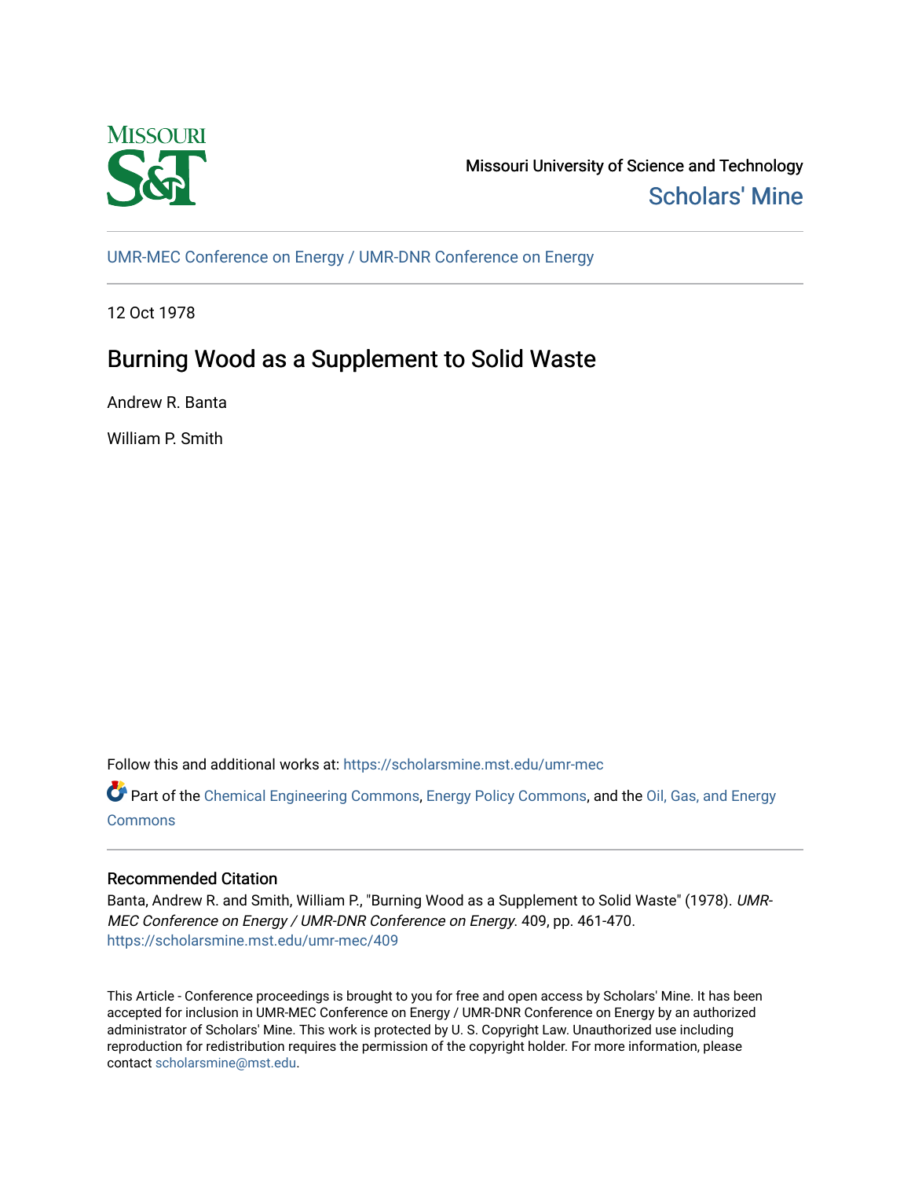Missouri University of Science and Technology

Scholars' Mine

UMR-MEC Conference on Energy / UMR-DNR Conference on Energy

12 Oct 1978

# Burning Wood as a Supplement to Solid Waste

Andrew R. Banta

William P. Smith

Follow this and additional works at: https://scholarsmine.mst.edu/umr-mec

Part of the Chemical Engineering Commons, Energy Policy Commons, and the Oil, Gas, and Energy Commons

## Recommended Citation

Banta, Andrew R. and Smith, William P., "Burning Wood as a Supplement to Solid Waste" (1978). *UMR-MEC Conference on Energy / UMR-DNR Conference on Energy*. 409, pp. 461-470.
https://scholarsmine.mst.edu/umr-mec/409

This Article - Conference proceedings is brought to you for free and open access by Scholars' Mine. It has been accepted for inclusion in UMR-MEC Conference on Energy / UMR-DNR Conference on Energy by an authorized administrator of Scholars' Mine. This work is protected by U. S. Copyright Law. Unauthorized use including reproduction for redistribution requires the permission of the copyright holder. For more information, please contact scholarsmine@mst.edu.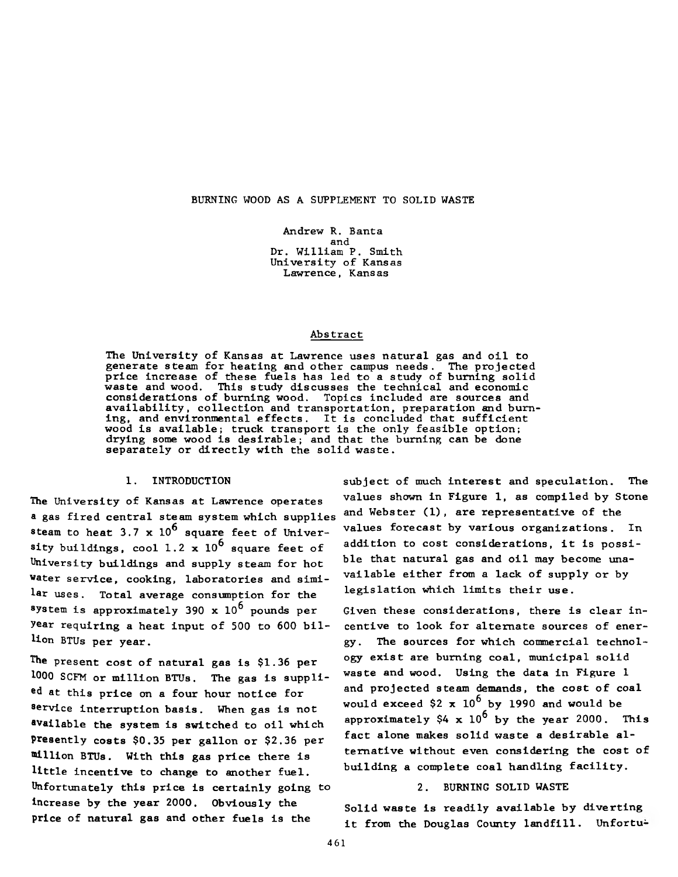# BURNING WOOD AS A SUPPLEMENT TO SOLID WASTE

Andrew R. Banta
and
Dr. William P. Smith
University of Kansas
Lawrence, Kansas

## Abstract

The University of Kansas at Lawrence uses natural gas and oil to generate steam for heating and other campus needs. The projected price increase of these fuels has led to a study of burning solid waste and wood. This study discusses the technical and economic considerations of burning wood. Topics included are sources and availability, collection and transportation, preparation and burning, and environmental effects. It is concluded that sufficient wood is available; truck transport is the only feasible option; drying some wood is desirable; and that the burning can be done separately or directly with the solid waste.

## 1. INTRODUCTION

The University of Kansas at Lawrence operates a gas fired central steam system which supplies steam to heat $3.7 \times 10^6$ square feet of University buildings, cool $1.2 \times 10^6$ square feet of University buildings and supply steam for hot water service, cooking, laboratories and similar uses. Total average consumption for the system is approximately $390 \times 10^6$ pounds per year requiring a heat input of 500 to 600 billion BTUs per year.

The present cost of natural gas is $1.36 per 1000 SCFM or million BTUs. The gas is supplied at this price on a four hour notice for service interruption basis. When gas is not available the system is switched to oil which presently costs $0.35 per gallon or $2.36 per million BTUs. With this gas price there is little incentive to change to another fuel. Unfortunately this price is certainly going to increase by the year 2000. Obviously the price of natural gas and other fuels is the subject of much interest and speculation. The values shown in Figure 1, as compiled by Stone and Webster (1), are representative of the values forecast by various organizations. In addition to cost considerations, it is possible that natural gas and oil may become unavailable either from a lack of supply or by legislation which limits their use.

Given these considerations, there is clear incentive to look for alternate sources of energy. The sources for which commercial technology exist are burning coal, municipal solid waste and wood. Using the data in Figure 1 and projected steam demands, the cost of coal would exceed $\$2 \times 10^6$ by 1990 and would be approximately $\$4 \times 10^6$ by the year 2000. This fact alone makes solid waste a desirable alternative without even considering the cost of building a complete coal handling facility.

## 2. BURNING SOLID WASTE

Solid waste is readily available by diverting it from the Douglas County landfill. Unfortu-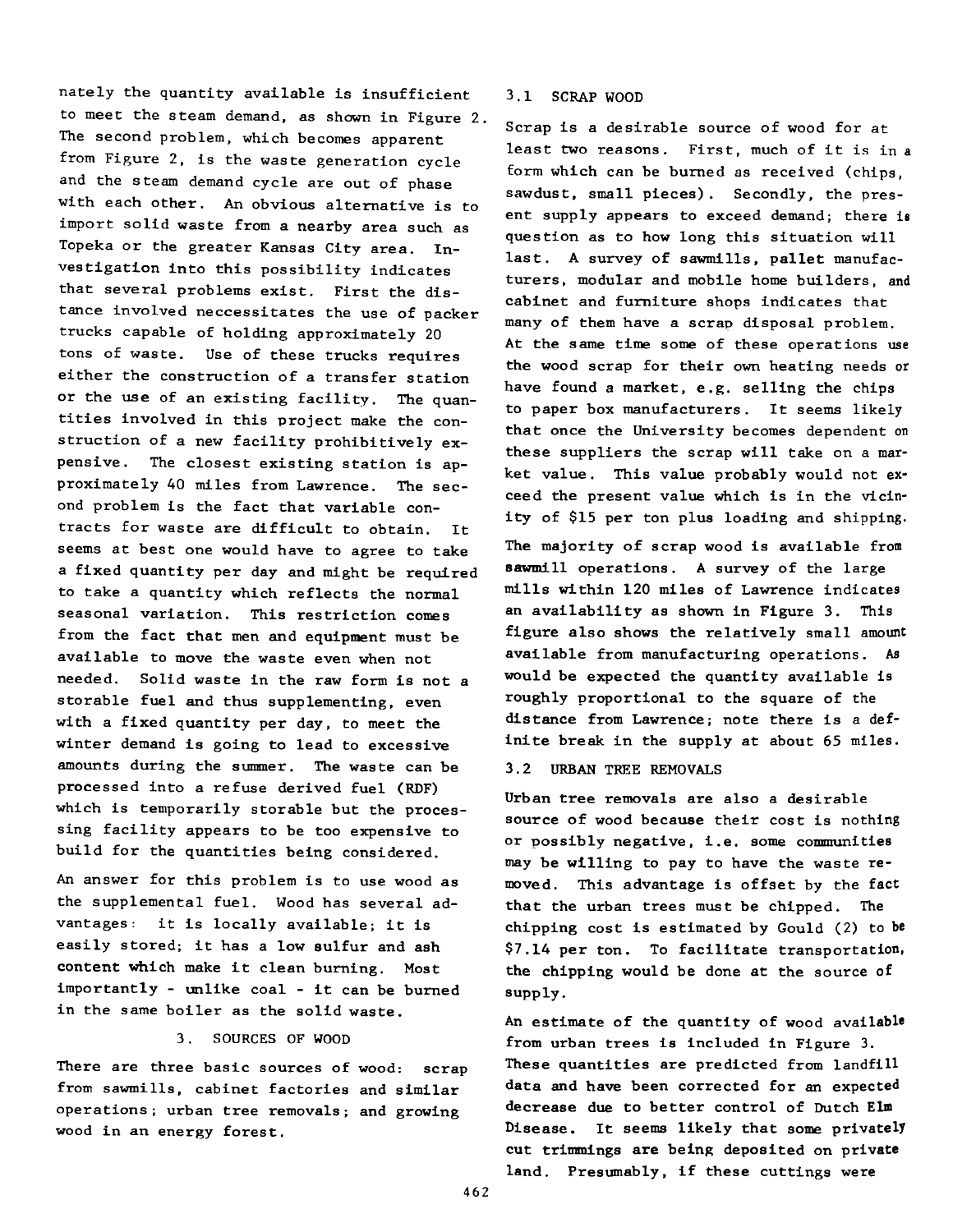nately the quantity available is insufficient to meet the steam demand, as shown in Figure 2. The second problem, which becomes apparent from Figure 2, is the waste generation cycle and the steam demand cycle are out of phase with each other. An obvious alternative is to import solid waste from a nearby area such as Topeka or the greater Kansas City area. Investigation into this possibility indicates that several problems exist. First the distance involved neccessitates the use of packer trucks capable of holding approximately 20 tons of waste. Use of these trucks requires either the construction of a transfer station or the use of an existing facility. The quantities involved in this project make the construction of a new facility prohibitively expensive. The closest existing station is approximately 40 miles from Lawrence. The second problem is the fact that variable contracts for waste are difficult to obtain. It seems at best one would have to agree to take a fixed quantity per day and might be required to take a quantity which reflects the normal seasonal variation. This restriction comes from the fact that men and equipment must be available to move the waste even when not needed. Solid waste in the raw form is not a storable fuel and thus supplementing, even with a fixed quantity per day, to meet the winter demand is going to lead to excessive amounts during the summer. The waste can be processed into a refuse derived fuel (RDF) which is temporarily storable but the processing facility appears to be too expensive to build for the quantities being considered.

An answer for this problem is to use wood as the supplemental fuel. Wood has several advantages: it is locally available; it is easily stored; it has a low sulfur and ash content which make it clean burning. Most importantly - unlike coal - it can be burned in the same boiler as the solid waste.

## 3. SOURCES OF WOOD

There are three basic sources of wood: scrap from sawmills, cabinet factories and similar operations; urban tree removals; and growing wood in an energy forest.

### 3.1 SCRAP WOOD

Scrap is a desirable source of wood for at least two reasons. First, much of it is in a form which can be burned as received (chips, sawdust, small pieces). Secondly, the present supply appears to exceed demand; there is question as to how long this situation will last. A survey of sawmills, pallet manufacturers, modular and mobile home builders, and cabinet and furniture shops indicates that many of them have a scrap disposal problem. At the same time some of these operations use the wood scrap for their own heating needs or have found a market, e.g. selling the chips to paper box manufacturers. It seems likely that once the University becomes dependent on these suppliers the scrap will take on a market value. This value probably would not exceed the present value which is in the vicinity of \$15 per ton plus loading and shipping.

The majority of scrap wood is available from sawmill operations. A survey of the large mills within 120 miles of Lawrence indicates an availability as shown in Figure 3. This figure also shows the relatively small amount available from manufacturing operations. As would be expected the quantity available is roughly proportional to the square of the distance from Lawrence; note there is a definite break in the supply at about 65 miles.

### 3.2 URBAN TREE REMOVALS

Urban tree removals are also a desirable source of wood because their cost is nothing or possibly negative, i.e. some communities may be willing to pay to have the waste removed. This advantage is offset by the fact that the urban trees must be chipped. The chipping cost is estimated by Gould (2) to be \$7.14 per ton. To facilitate transportation, the chipping would be done at the source of supply.

An estimate of the quantity of wood available from urban trees is included in Figure 3. These quantities are predicted from landfill data and have been corrected for an expected decrease due to better control of Dutch Elm Disease. It seems likely that some privately cut trimmings are being deposited on private land. Presumably, if these cuttings were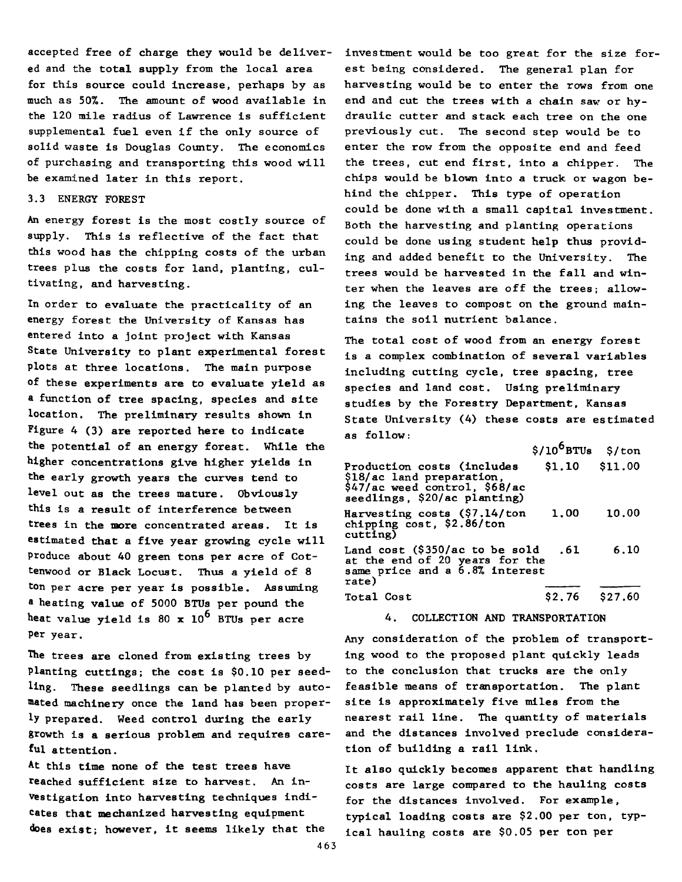accepted free of charge they would be delivered and the total supply from the local area for this source could increase, perhaps by as much as 50%. The amount of wood available in the 120 mile radius of Lawrence is sufficient supplemental fuel even if the only source of solid waste is Douglas County. The economics of purchasing and transporting this wood will be examined later in this report.

### 3.3 ENERGY FOREST

An energy forest is the most costly source of supply. This is reflective of the fact that this wood has the chipping costs of the urban trees plus the costs for land, planting, cultivating, and harvesting.

In order to evaluate the practicality of an energy forest the University of Kansas has entered into a joint project with Kansas State University to plant experimental forest plots at three locations. The main purpose of these experiments are to evaluate yield as a function of tree spacing, species and site location. The preliminary results shown in Figure 4 (3) are reported here to indicate the potential of an energy forest. While the higher concentrations give higher yields in the early growth years the curves tend to level out as the trees mature. Obviously this is a result of interference between trees in the more concentrated areas. It is estimated that a five year growing cycle will produce about 40 green tons per acre of Cottenwood or Black Locust. Thus a yield of 8 ton per acre per year is possible. Assuming a heating value of 5000 BTUs per pound the heat value yield is 80 x $10^6$ BTUs per acre per year.

The trees are cloned from existing trees by planting cuttings; the cost is $0.10 per seedling. These seedlings can be planted by automated machinery once the land has been properly prepared. Weed control during the early growth is a serious problem and requires careful attention.

At this time none of the test trees have reached sufficient size to harvest. An investigation into harvesting techniques indicates that mechanized harvesting equipment does exist; however, it seems likely that the investment would be too great for the size forest being considered. The general plan for harvesting would be to enter the rows from one end and cut the trees with a chain saw or hydraulic cutter and stack each tree on the one previously cut. The second step would be to enter the row from the opposite end and feed the trees, cut end first, into a chipper. The chips would be blown into a truck or wagon behind the chipper. This type of operation could be done with a small capital investment. Both the harvesting and planting operations could be done using student help thus providing and added benefit to the University. The trees would be harvested in the fall and winter when the leaves are off the trees; allowing the leaves to compost on the ground maintains the soil nutrient balance.

The total cost of wood from an energy forest is a complex combination of several variables including cutting cycle, tree spacing, tree species and land cost. Using preliminary studies by the Forestry Department, Kansas State University (4) these costs are estimated as follow:

| | $/$10^6$BTUs | $/ton |
|---|---|---|
| Production costs (includes $18/ac land preparation, $47/ac weed control, $68/ac seedlings, $20/ac planting) | $1.10 | $11.00 |
| Harvesting costs ($7.14/ton chipping cost, $2.86/ton cutting) | 1.00 | 10.00 |
| Land cost ($350/ac to be sold at the end of 20 years for the same price and a 6.8% interest rate) | .61 | 6.10 |
| Total Cost | $2.76 | $27.60 |

## 4. COLLECTION AND TRANSPORTATION

Any consideration of the problem of transporting wood to the proposed plant quickly leads to the conclusion that trucks are the only feasible means of transportation. The plant site is approximately five miles from the nearest rail line. The quantity of materials and the distances involved preclude consideration of building a rail link.

It also quickly becomes apparent that handling costs are large compared to the hauling costs for the distances involved. For example, typical loading costs are $2.00 per ton, typical hauling costs are $0.05 per ton per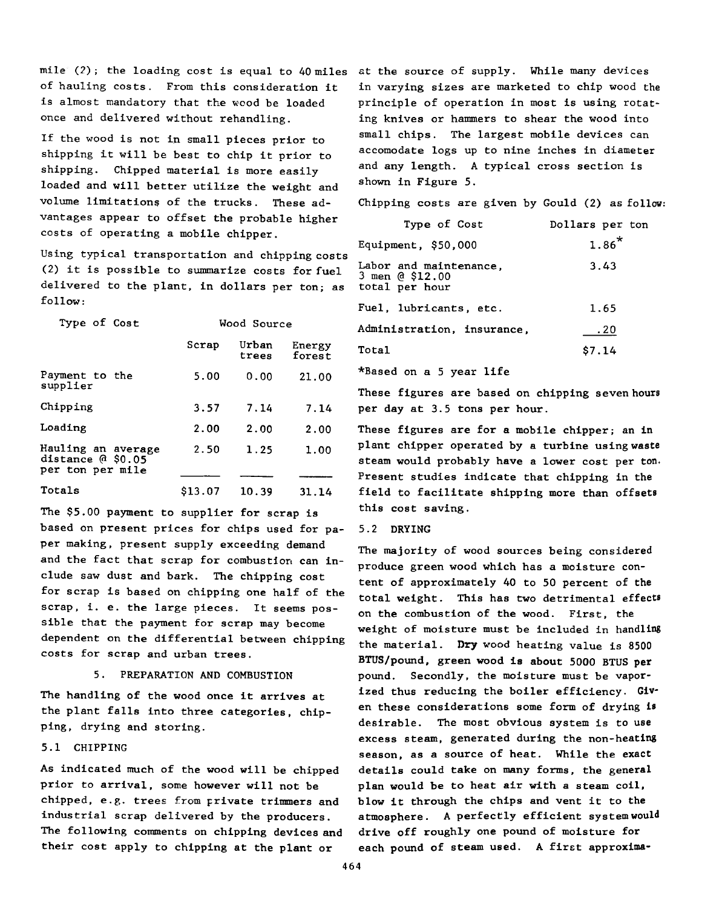mile (2); the loading cost is equal to 40 miles of hauling costs. From this consideration it is almost mandatory that the wood be loaded once and delivered without rehandling.

If the wood is not in small pieces prior to shipping it will be best to chip it prior to shipping. Chipped material is more easily loaded and will better utilize the weight and volume limitations of the trucks. These advantages appear to offset the probable higher costs of operating a mobile chipper.

Using typical transportation and chipping costs (2) it is possible to summarize costs for fuel delivered to the plant, in dollars per ton; as follow:

| Type of Cost | Wood Source | | |
|---|---|---|---|
| | Scrap | Urban trees | Energy forest |
| Payment to the supplier | 5.00 | 0.00 | 21.00 |
| Chipping | 3.57 | 7.14 | 7.14 |
| Loading | 2.00 | 2.00 | 2.00 |
| Hauling an average distance @ $0.05 per ton per mile | 2.50 | 1.25 | 1.00 |
| Totals | $13.07 | 10.39 | 31.14 |

The $5.00 payment to supplier for scrap is based on present prices for chips used for paper making, present supply exceeding demand and the fact that scrap for combustion can include saw dust and bark. The chipping cost for scrap is based on chipping one half of the scrap, i. e. the large pieces. It seems possible that the payment for scrap may become dependent on the differential between chipping costs for scrap and urban trees.

## 5. PREPARATION AND COMBUSTION

The handling of the wood once it arrives at the plant falls into three categories, chipping, drying and storing.

### 5.1 CHIPPING

As indicated much of the wood will be chipped prior to arrival, some however will not be chipped, e.g. trees from private trimmers and industrial scrap delivered by the producers. The following comments on chipping devices and their cost apply to chipping at the plant or at the source of supply. While many devices in varying sizes are marketed to chip wood the principle of operation in most is using rotating knives or hammers to shear the wood into small chips. The largest mobile devices can accomodate logs up to nine inches in diameter and any length. A typical cross section is shown in Figure 5.

Chipping costs are given by Gould (2) as follow:

| Type of Cost | Dollars per ton |
|---|---|
| Equipment, $50,000 | 1.86* |
| Labor and maintenance, 3 men @ $12.00 total per hour | 3.43 |
| Fuel, lubricants, etc. | 1.65 |
| Administration, insurance, | .20 |
| Total | $7.14 |

*Based on a 5 year life

These figures are based on chipping seven hours per day at 3.5 tons per hour.

These figures are for a mobile chipper; an in plant chipper operated by a turbine using waste steam would probably have a lower cost per ton. Present studies indicate that chipping in the field to facilitate shipping more than offsets this cost saving.

### 5.2 DRYING

The majority of wood sources being considered produce green wood which has a moisture content of approximately 40 to 50 percent of the total weight. This has two detrimental effects on the combustion of the wood. First, the weight of moisture must be included in handling the material. Dry wood heating value is 8500 BTUS/pound, green wood is about 5000 BTUS per pound. Secondly, the moisture must be vaporized thus reducing the boiler efficiency. Given these considerations some form of drying is desirable. The most obvious system is to use excess steam, generated during the non-heating season, as a source of heat. While the exact details could take on many forms, the general plan would be to heat air with a steam coil, blow it through the chips and vent it to the atmosphere. A perfectly efficient system would drive off roughly one pound of moisture for each pound of steam used. A first approxima-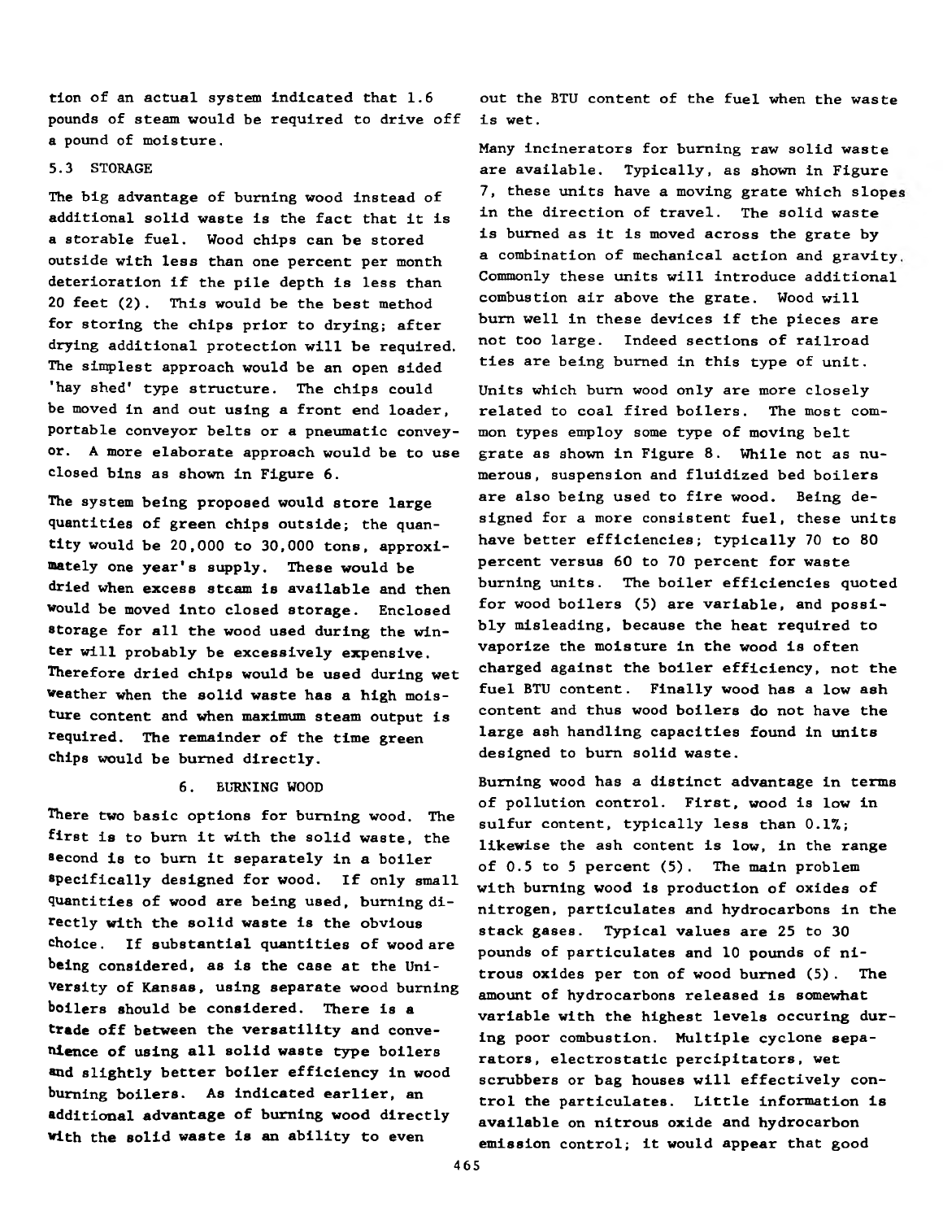tion of an actual system indicated that 1.6 pounds of steam would be required to drive off a pound of moisture.

### 5.3 STORAGE

The big advantage of burning wood instead of additional solid waste is the fact that it is a storable fuel. Wood chips can be stored outside with less than one percent per month deterioration if the pile depth is less than 20 feet (2). This would be the best method for storing the chips prior to drying; after drying additional protection will be required. The simplest approach would be an open sided 'hay shed' type structure. The chips could be moved in and out using a front end loader, portable conveyor belts or a pneumatic conveyor. A more elaborate approach would be to use closed bins as shown in Figure 6.

The system being proposed would store large quantities of green chips outside; the quantity would be 20,000 to 30,000 tons, approximately one year's supply. These would be dried when excess steam is available and then would be moved into closed storage. Enclosed storage for all the wood used during the winter will probably be excessively expensive. Therefore dried chips would be used during wet weather when the solid waste has a high moisture content and when maximum steam output is required. The remainder of the time green chips would be burned directly.

## 6. BURNING WOOD

There two basic options for burning wood. The first is to burn it with the solid waste, the second is to burn it separately in a boiler specifically designed for wood. If only small quantities of wood are being used, burning directly with the solid waste is the obvious choice. If substantial quantities of wood are being considered, as is the case at the University of Kansas, using separate wood burning boilers should be considered. There is a trade off between the versatility and convenience of using all solid waste type boilers and slightly better boiler efficiency in wood burning boilers. As indicated earlier, an additional advantage of burning wood directly with the solid waste is an ability to even out the BTU content of the fuel when the waste is wet.

Many incinerators for burning raw solid waste are available. Typically, as shown in Figure 7, these units have a moving grate which slopes in the direction of travel. The solid waste is burned as it is moved across the grate by a combination of mechanical action and gravity. Commonly these units will introduce additional combustion air above the grate. Wood will burn well in these devices if the pieces are not too large. Indeed sections of railroad ties are being burned in this type of unit.

Units which burn wood only are more closely related to coal fired boilers. The most common types employ some type of moving belt grate as shown in Figure 8. While not as numerous, suspension and fluidized bed boilers are also being used to fire wood. Being designed for a more consistent fuel, these units have better efficiencies; typically 70 to 80 percent versus 60 to 70 percent for waste burning units. The boiler efficiencies quoted for wood boilers (5) are variable, and possibly misleading, because the heat required to vaporize the moisture in the wood is often charged against the boiler efficiency, not the fuel BTU content. Finally wood has a low ash content and thus wood boilers do not have the large ash handling capacities found in units designed to burn solid waste.

Burning wood has a distinct advantage in terms of pollution control. First, wood is low in sulfur content, typically less than 0.1%; likewise the ash content is low, in the range of 0.5 to 5 percent (5). The main problem with burning wood is production of oxides of nitrogen, particulates and hydrocarbons in the stack gases. Typical values are 25 to 30 pounds of particulates and 10 pounds of nitrous oxides per ton of wood burned (5). The amount of hydrocarbons released is somewhat variable with the highest levels occuring during poor combustion. Multiple cyclone separators, electrostatic percipitators, wet scrubbers or bag houses will effectively control the particulates. Little information is available on nitrous oxide and hydrocarbon emission control; it would appear that good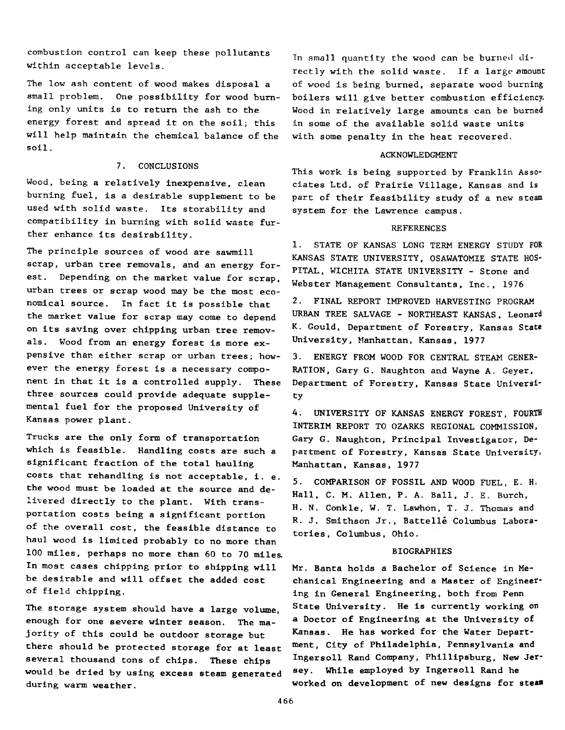combustion control can keep these pollutants within acceptable levels.

The low ash content of wood makes disposal a small problem. One possibility for wood burning only units is to return the ash to the energy forest and spread it on the soil; this will help maintain the chemical balance of the soil.

## 7. CONCLUSIONS

Wood, being a relatively inexpensive, clean burning fuel, is a desirable supplement to be used with solid waste. Its storability and compatibility in burning with solid waste further enhance its desirability.

The principle sources of wood are sawmill scrap, urban tree removals, and an energy forest. Depending on the market value for scrap, urban trees or scrap wood may be the most economical source. In fact it is possible that the market value for scrap may come to depend on its saving over chipping urban tree removals. Wood from an energy forest is more expensive than either scrap or urban trees; however the energy forest is a necessary component in that it is a controlled supply. These three sources could provide adequate supplemental fuel for the proposed University of Kansas power plant.

Trucks are the only form of transportation which is feasible. Handling costs are such a significant fraction of the total hauling costs that rehandling is not acceptable, i. e. the wood must be loaded at the source and delivered directly to the plant. With transportation costs being a significant portion of the overall cost, the feasible distance to haul wood is limited probably to no more than 100 miles, perhaps no more than 60 to 70 miles. In most cases chipping prior to shipping will be desirable and will offset the added cost of field chipping.

The storage system should have a large volume, enough for one severe winter season. The majority of this could be outdoor storage but there should be protected storage for at least several thousand tons of chips. These chips would be dried by using excess steam generated during warm weather.

In small quantity the wood can be burned directly with the solid waste. If a large amount of wood is being burned, separate wood burning boilers will give better combustion efficiency. Wood in relatively large amounts can be burned in some of the available solid waste units with some penalty in the heat recovered.

## ACKNOWLEDGMENT

This work is being supported by Franklin Associates Ltd. of Prairie Village, Kansas and is part of their feasibility study of a new steam system for the Lawrence campus.

## REFERENCES

1. STATE OF KANSAS LONG TERM ENERGY STUDY FOR KANSAS STATE UNIVERSITY, OSAWATOMIE STATE HOSPITAL, WICHITA STATE UNIVERSITY - Stone and Webster Management Consultants, Inc., 1976

2. FINAL REPORT IMPROVED HARVESTING PROGRAM URBAN TREE SALVAGE - NORTHEAST KANSAS, Leonard K. Gould, Department of Forestry, Kansas State University, Manhattan, Kansas, 1977

3. ENERGY FROM WOOD FOR CENTRAL STEAM GENERRATION, Gary G. Naughton and Wayne A. Geyer, Department of Forestry, Kansas State University

4. UNIVERSITY OF KANSAS ENERGY FOREST, FOURTH INTERIM REPORT TO OZARKS REGIONAL COMMISSION, Gary G. Naughton, Principal Investigator, Department of Forestry, Kansas State University, Manhattan, Kansas, 1977

5. COMPARISON OF FOSSIL AND WOOD FUEL, E. H. Hall, C. M. Allen, P. A. Ball, J. E. Burch, H. N. Conkle, W. T. Lawhon, T. J. Thomas and R. J. Smithson Jr., Battelle Columbus Laboratories, Columbus, Ohio.

## BIOGRAPHIES

Mr. Banta holds a Bachelor of Science in Mechanical Engineering and a Master of Engineering in General Engineering, both from Penn State University. He is currently working on a Doctor of Engineering at the University of Kansas. He has worked for the Water Department, City of Philadelphia, Pennsylvania and Ingersoll Rand Company, Phillipsburg, New Jersey. While employed by Ingersoll Rand he worked on development of new designs for steam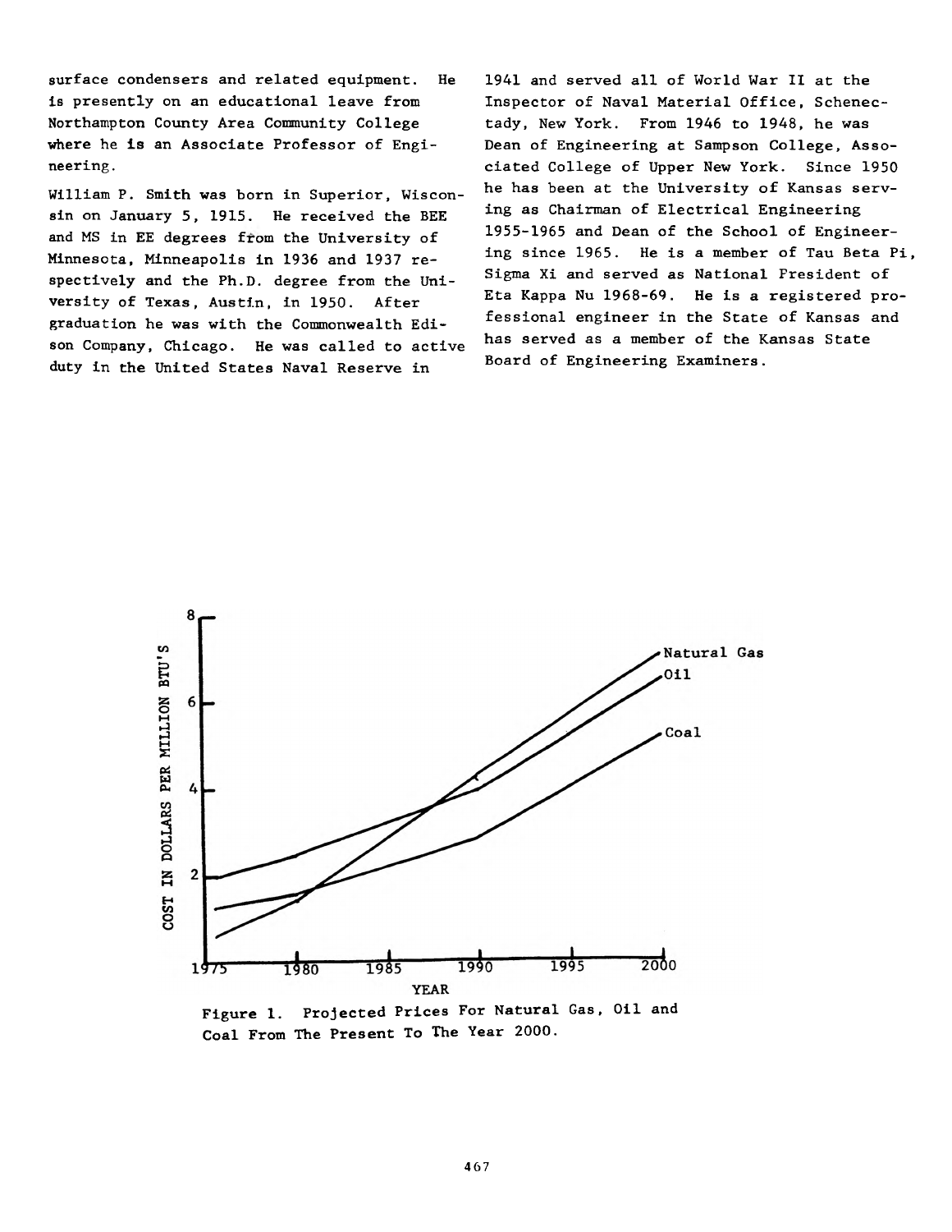surface condensers and related equipment. He is presently on an educational leave from Northampton County Area Community College where he is an Associate Professor of Engineering.

William P. Smith was born in Superior, Wisconsin on January 5, 1915. He received the BEE and MS in EE degrees from the University of Minnesota, Minneapolis in 1936 and 1937 respectively and the Ph.D. degree from the University of Texas, Austin, in 1950. After graduation he was with the Commonwealth Edison Company, Chicago. He was called to active duty in the United States Naval Reserve in 1941 and served all of World War II at the Inspector of Naval Material Office, Schenectady, New York. From 1946 to 1948, he was Dean of Engineering at Sampson College, Associated College of Upper New York. Since 1950 he has been at the University of Kansas serving as Chairman of Electrical Engineering 1955-1965 and Dean of the School of Engineering since 1965. He is a member of Tau Beta Pi, Sigma Xi and served as National President of Eta Kappa Nu 1968-69. He is a registered professional engineer in the State of Kansas and has served as a member of the Kansas State Board of Engineering Examiners.

Figure 1. Projected Prices For Natural Gas, Oil and Coal From The Present To The Year 2000.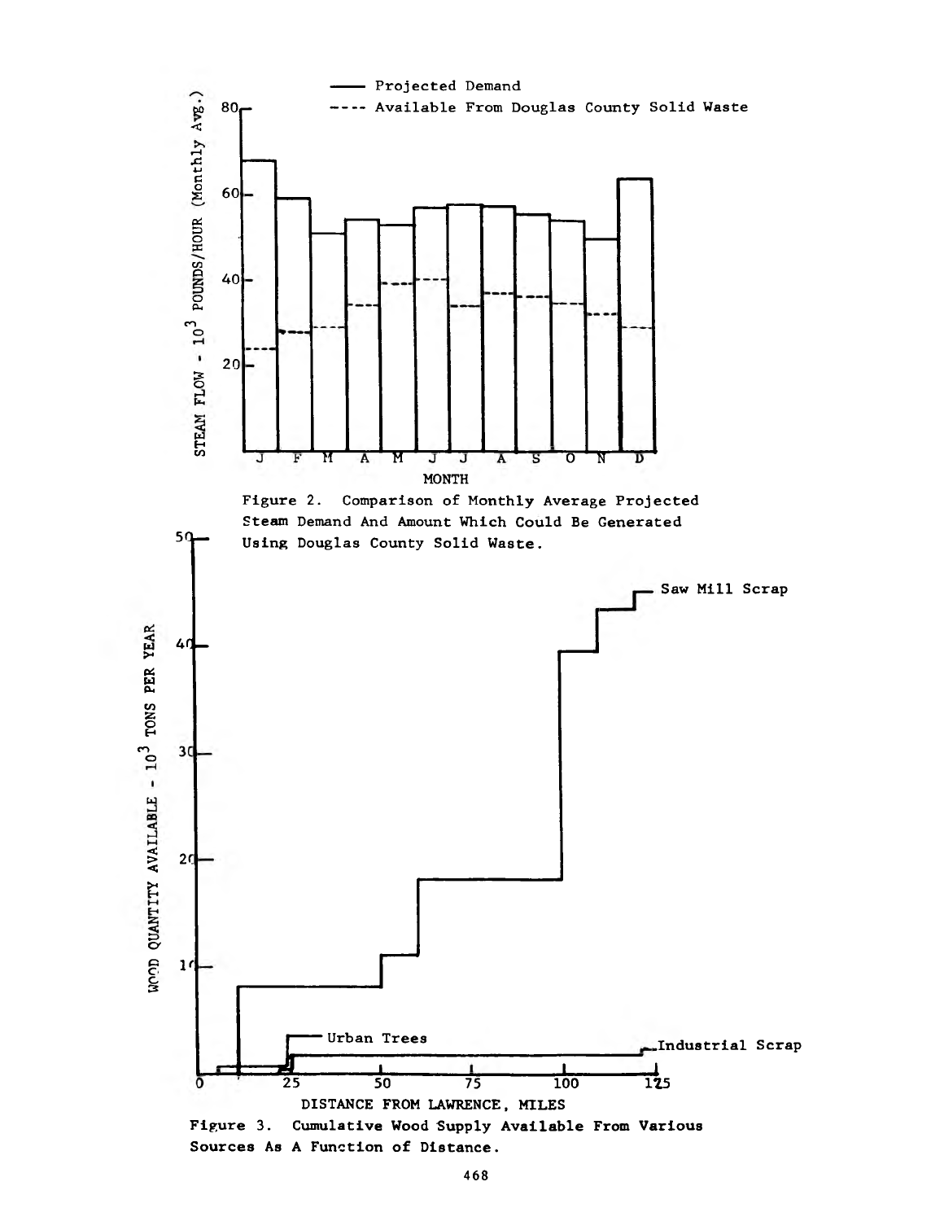Figure 2. Comparison of Monthly Average Projected Steam Demand And Amount Which Could Be Generated Using Douglas County Solid Waste.

Figure 3. Cumulative Wood Supply Available From Various Sources As A Function of Distance.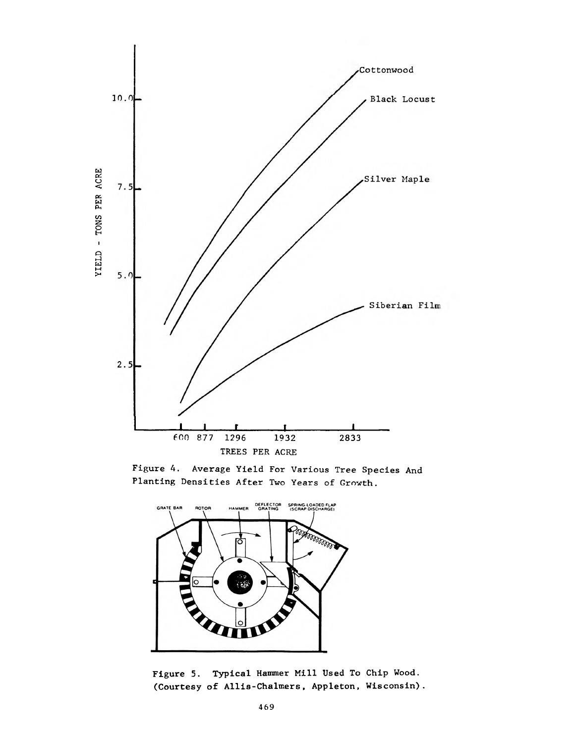Figure 4. Average Yield For Various Tree Species And Planting Densities After Two Years of Growth.

Figure 5. Typical Hammer Mill Used To Chip Wood. (Courtesy of Allis-Chalmers, Appleton, Wisconsin).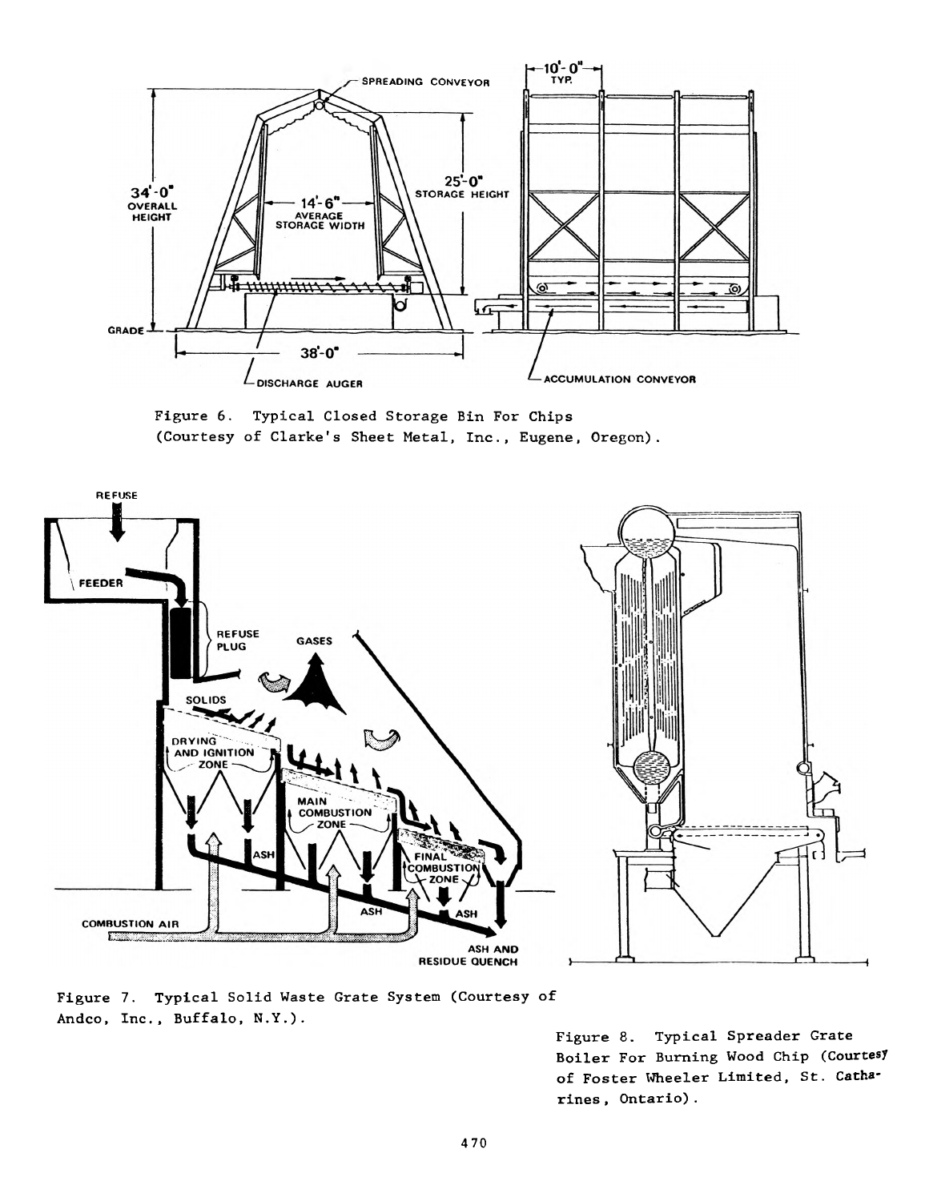SPREADING CONVEYOR

34'-0"
OVERALL
HEIGHT

14'-6"
AVERAGE
STORAGE WIDTH

25'-0"
STORAGE HEIGHT

10'-0"
TYP.

GRADE

38'-0"

DISCHARGE AUGER

ACCUMULATION CONVEYOR

Figure 6. Typical Closed Storage Bin For Chips (Courtesy of Clarke's Sheet Metal, Inc., Eugene, Oregon).

REFUSE

FEEDER

REFUSE PLUG

GASES

SOLIDS

DRYING AND IGNITION ZONE

MAIN COMBUSTION ZONE

FINAL COMBUSTION ZONE

ASH

ASH

ASH

COMBUSTION AIR

ASH AND RESIDUE QUENCH

Figure 7. Typical Solid Waste Grate System (Courtesy of Andco, Inc., Buffalo, N.Y.).

Figure 8. Typical Spreader Grate Boiler For Burning Wood Chip (Courtesy of Foster Wheeler Limited, St. Catharines, Ontario).